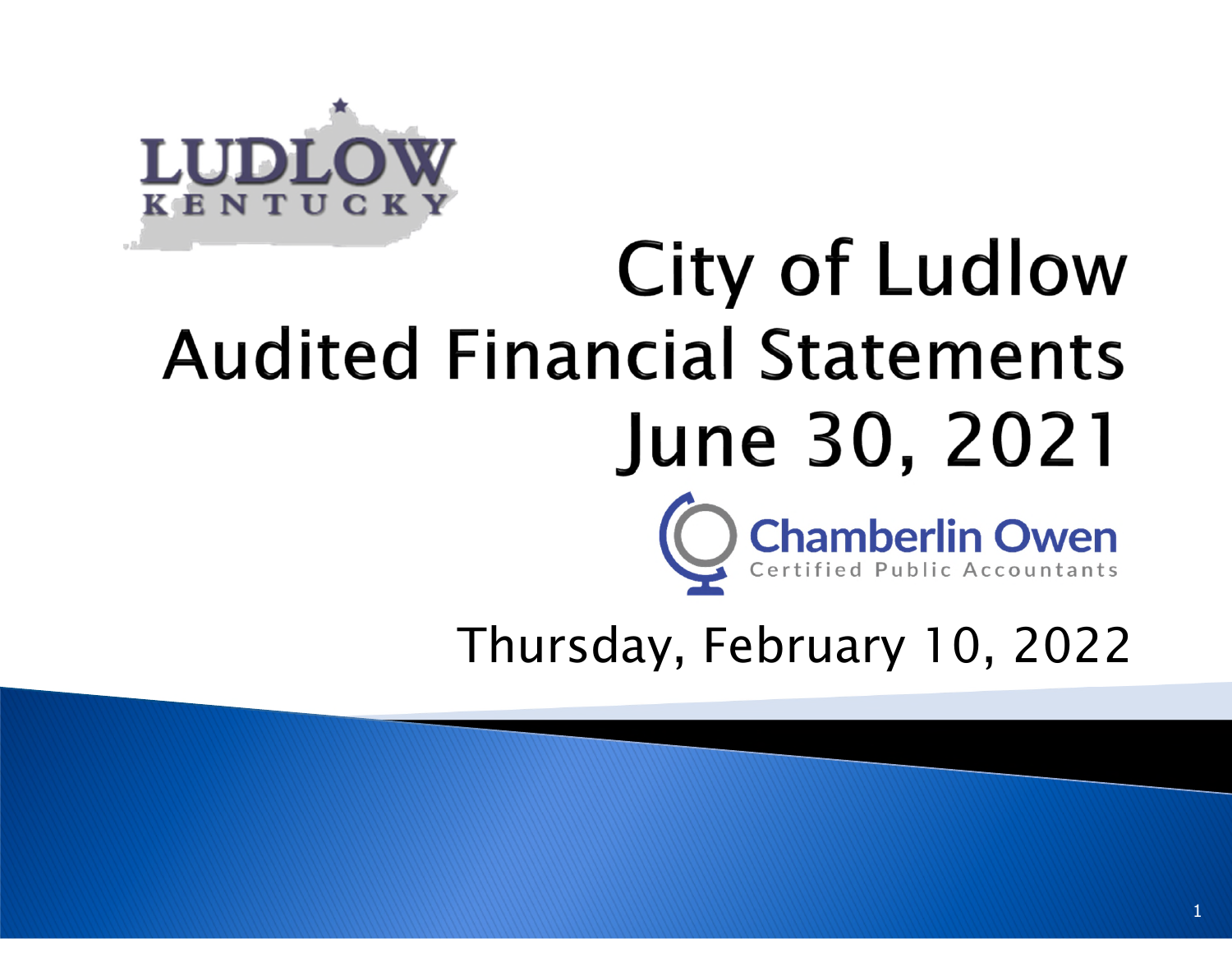LUDLOW
KENTUCKY

# City of Ludlow
# Audited Financial Statements
# June 30, 2021

Chamberlin Owen
Certified Public Accountants

Thursday, February 10, 2022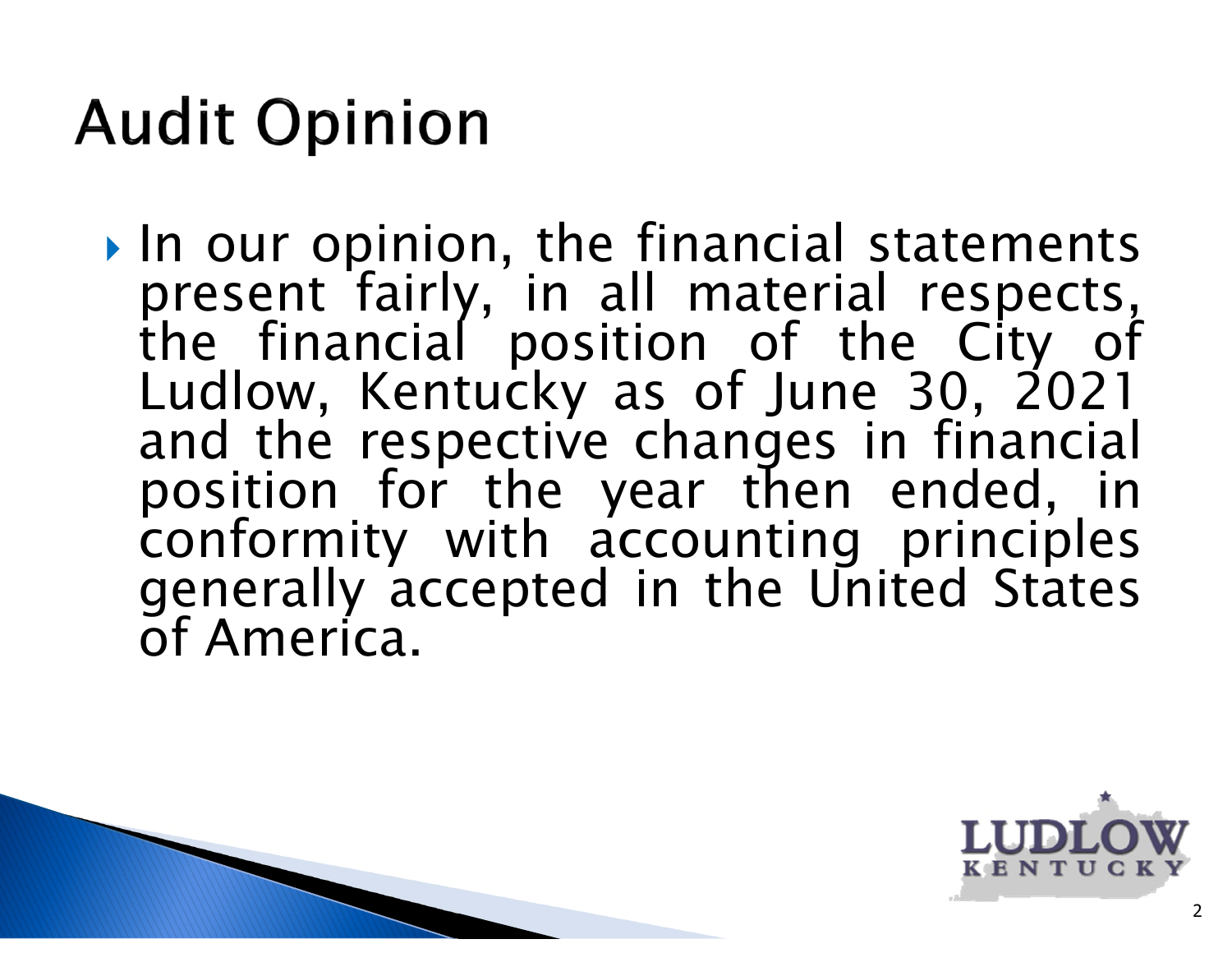# Audit Opinion

- In our opinion, the financial statements present fairly, in all material respects, the financial position of the City of Ludlow, Kentucky as of June 30, 2021 and the respective changes in financial position for the year then ended, in conformity with accounting principles generally accepted in the United States of America.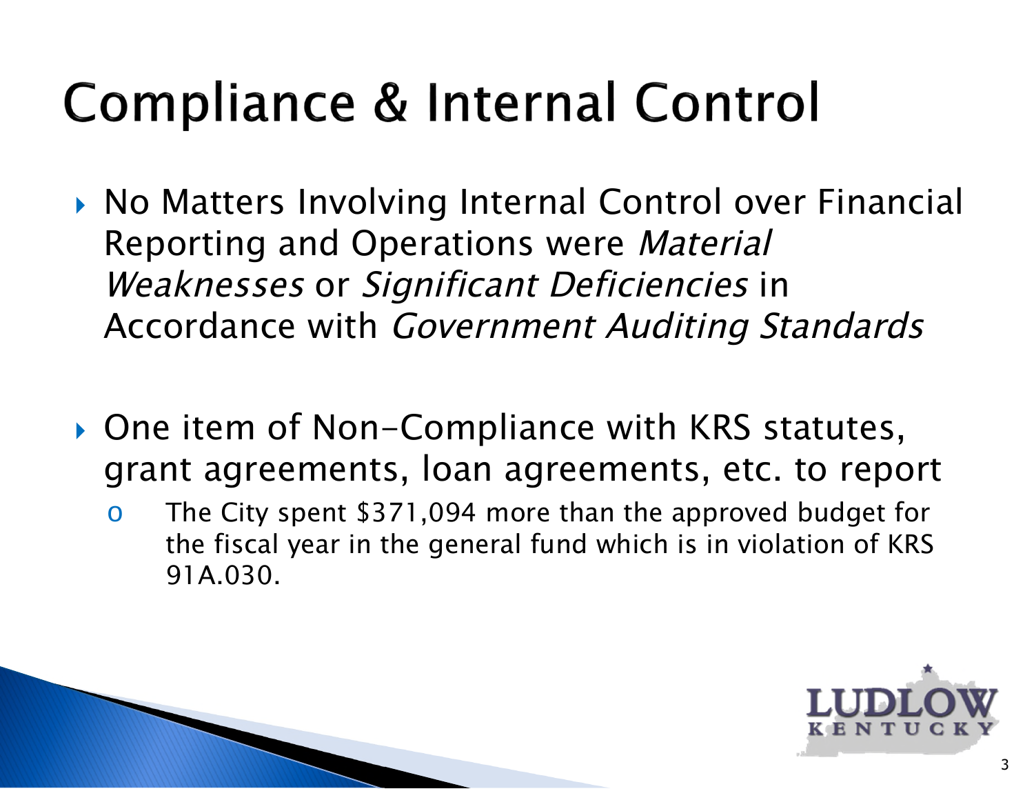# Compliance & Internal Control

- No Matters Involving Internal Control over Financial Reporting and Operations were *Material Weaknesses* or *Significant Deficiencies* in Accordance with *Government Auditing Standards*

- One item of Non-Compliance with KRS statutes, grant agreements, loan agreements, etc. to report
  - The City spent $371,094 more than the approved budget for the fiscal year in the general fund which is in violation of KRS 91A.030.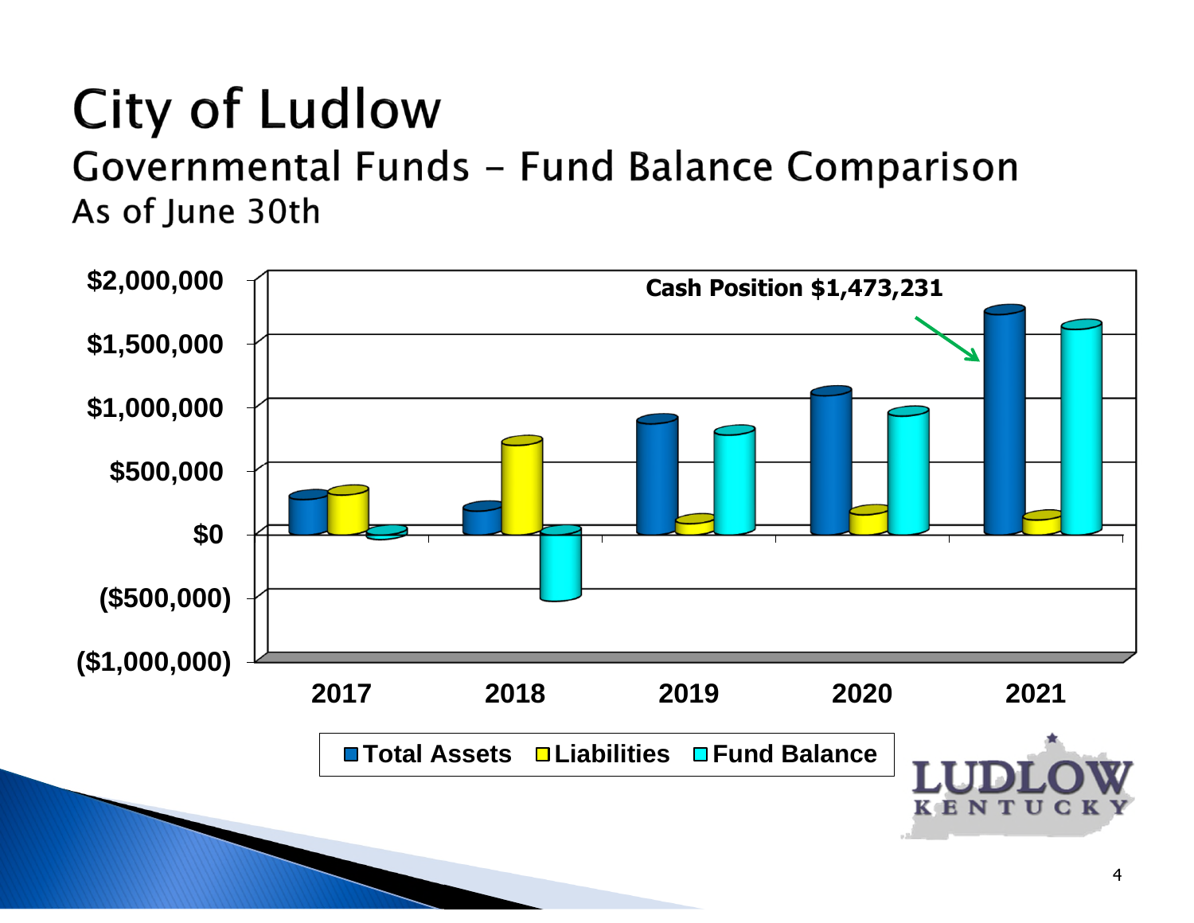# City of Ludlow

## Governmental Funds – Fund Balance Comparison

### As of June 30th

Cash Position $1,473,231

Legend: Total Assets, Liabilities, Fund Balance

Y-axis: ($1,000,000), ($500,000), $0, $500,000, $1,000,000, $1,500,000, $2,000,000

X-axis: 2017, 2018, 2019, 2020, 2021

LUDLOW KENTUCKY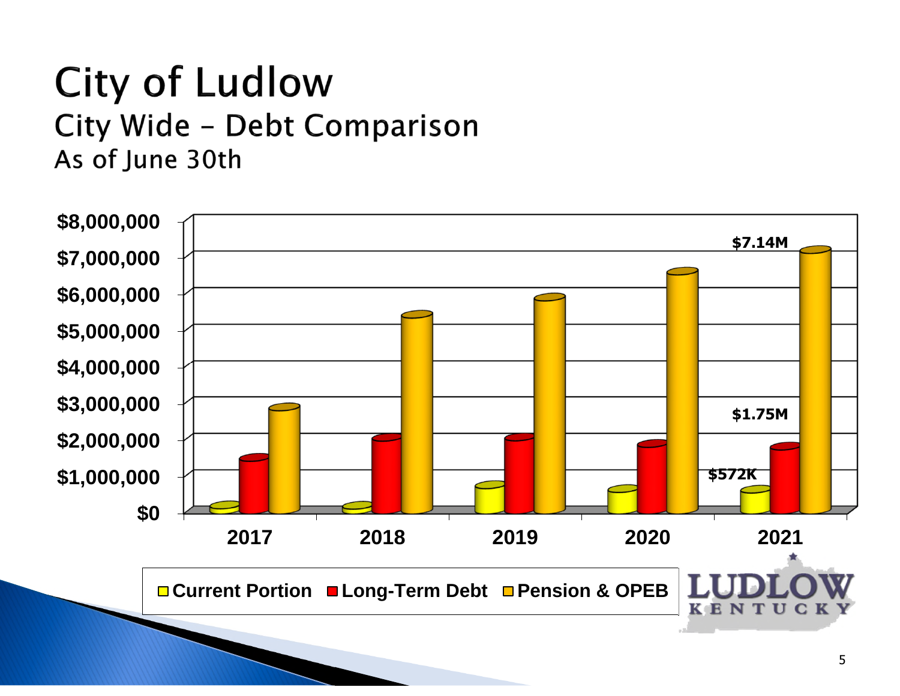# City of Ludlow

## City Wide – Debt Comparison

### As of June 30th

$8,000,000
$7,000,000
$6,000,000
$5,000,000
$4,000,000
$3,000,000
$2,000,000
$1,000,000
$0

2017 2018 2019 2020 2021

$7.14M
$1.75M
$572K

Current Portion · Long-Term Debt · Pension & OPEB

LUDLOW KENTUCKY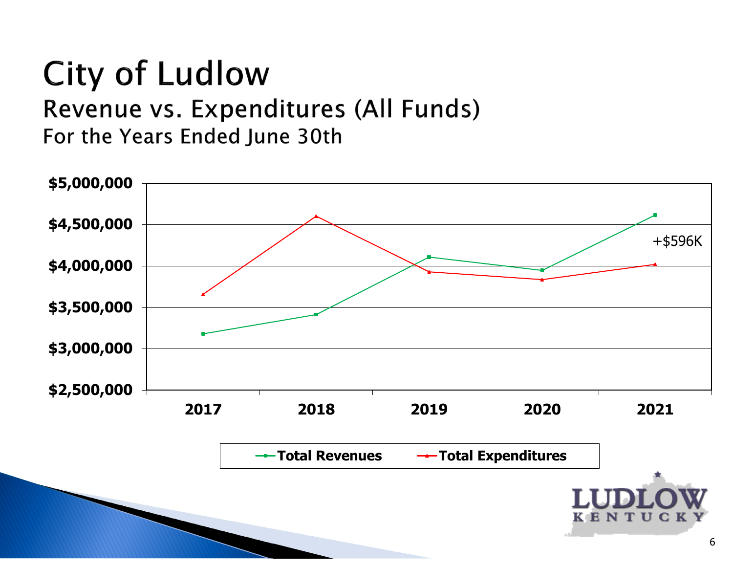# City of Ludlow

## Revenue vs. Expenditures (All Funds)

### For the Years Ended June 30th

$5,000,000

$4,500,000

$4,000,000

$3,500,000

$3,000,000

$2,500,000

2017 2018 2019 2020 2021

+$596K

Total Revenues Total Expenditures

LUDLOW KENTUCKY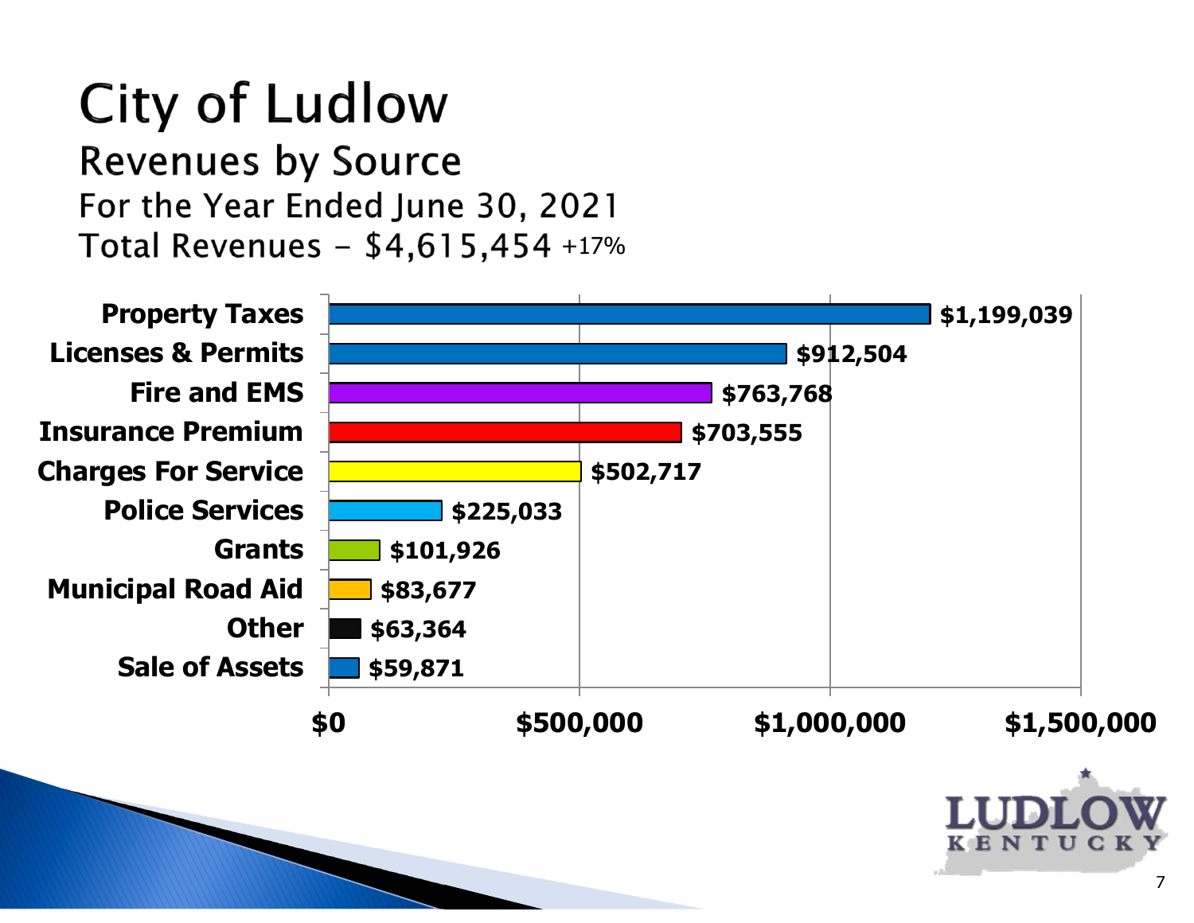# City of Ludlow

## Revenues by Source

For the Year Ended June 30, 2021

Total Revenues – $4,615,454 +17%

| Source | Amount |
|---|---|
| Property Taxes | $1,199,039 |
| Licenses & Permits | $912,504 |
| Fire and EMS | $763,768 |
| Insurance Premium | $703,555 |
| Charges For Service | $502,717 |
| Police Services | $225,033 |
| Grants | $101,926 |
| Municipal Road Aid | $83,677 |
| Other | $63,364 |
| Sale of Assets | $59,871 |

LUDLOW KENTUCKY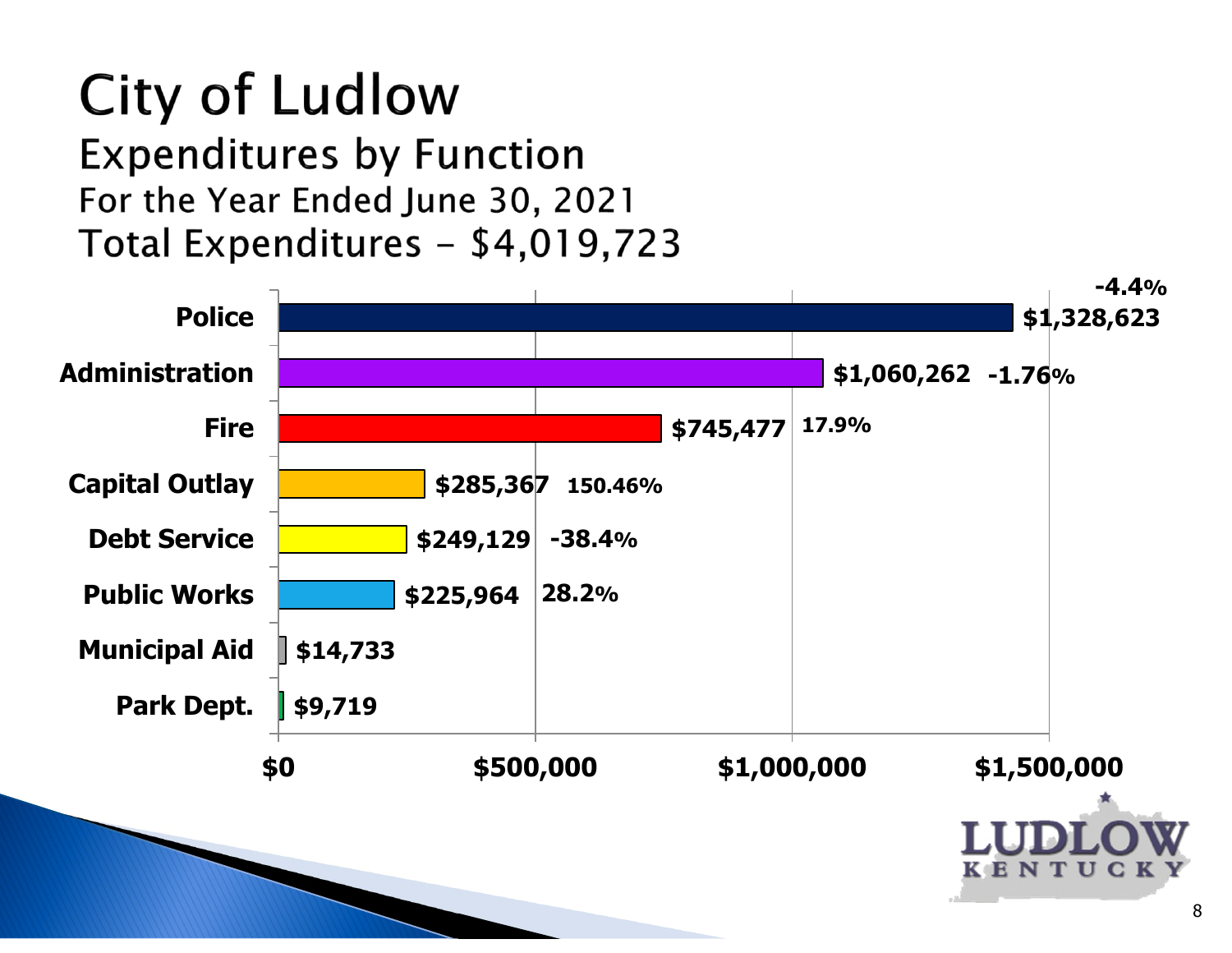# City of Ludlow

## Expenditures by Function

For the Year Ended June 30, 2021

Total Expenditures – $4,019,723

| Function | Expenditures | Change |
| --- | --- | --- |
| Police | $1,328,623 | -4.4% |
| Administration | $1,060,262 | -1.76% |
| Fire | $745,477 | 17.9% |
| Capital Outlay | $285,367 | 150.46% |
| Debt Service | $249,129 | -38.4% |
| Public Works | $225,964 | 28.2% |
| Municipal Aid | $14,733 | |
| Park Dept. | $9,719 | |

LUDLOW KENTUCKY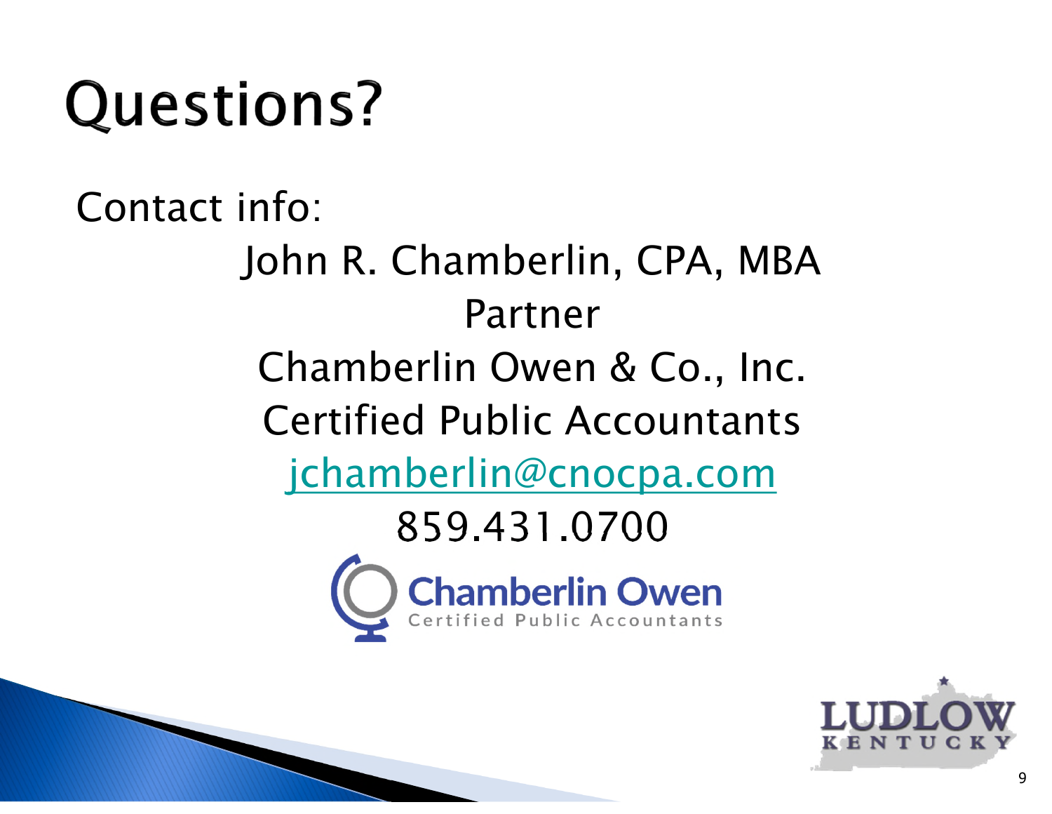# Questions?

Contact info:

John R. Chamberlin, CPA, MBA

Partner

Chamberlin Owen & Co., Inc.

Certified Public Accountants

jchamberlin@cnocpa.com

859.431.0700

Chamberlin Owen
Certified Public Accountants

LUDLOW
KENTUCKY